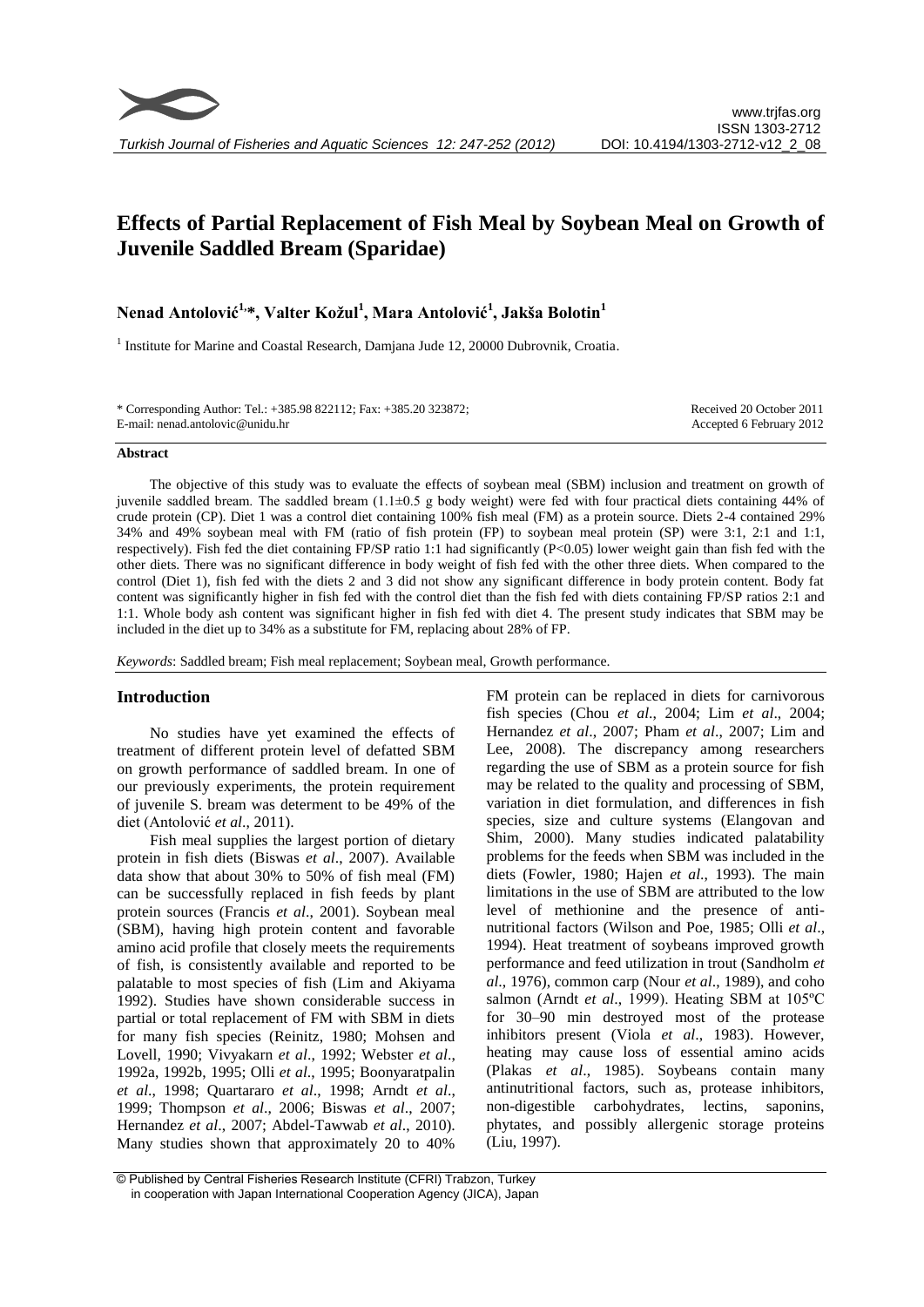# Effects of Partial Replacement of Fish Meal by Soybean Meal on Growth of Juvenile Saddled Bream (Sparidae)

**Nenad Antolović[1,*], Valter Kožul[1], Mara Antolović[1], Jakša Bolotin[1]**

[1] Institute for Marine and Coastal Research, Damjana Jude 12, 20000 Dubrovnik, Croatia.

\* Corresponding Author: Tel.: +385.98 822112; Fax: +385.20 323872; E-mail: nenad.antolovic@unidu.hr

Received 20 October 2011
Accepted 6 February 2012

## Abstract

The objective of this study was to evaluate the effects of soybean meal (SBM) inclusion and treatment on growth of juvenile saddled bream. The saddled bream (1.1±0.5 g body weight) were fed with four practical diets containing 44% of crude protein (CP). Diet 1 was a control diet containing 100% fish meal (FM) as a protein source. Diets 2-4 contained 29% 34% and 49% soybean meal with FM (ratio of fish protein (FP) to soybean meal protein (SP) were 3:1, 2:1 and 1:1, respectively). Fish fed the diet containing FP/SP ratio 1:1 had significantly ($P<0.05$) lower weight gain than fish fed with the other diets. There was no significant difference in body weight of fish fed with the other three diets. When compared to the control (Diet 1), fish fed with the diets 2 and 3 did not show any significant difference in body protein content. Body fat content was significantly higher in fish fed with the control diet than the fish fed with diets containing FP/SP ratios 2:1 and 1:1. Whole body ash content was significant higher in fish fed with diet 4. The present study indicates that SBM may be included in the diet up to 34% as a substitute for FM, replacing about 28% of FP.

*Keywords*: Saddled bream; Fish meal replacement; Soybean meal, Growth performance.

## Introduction

No studies have yet examined the effects of treatment of different protein level of defatted SBM on growth performance of saddled bream. In one of our previously experiments, the protein requirement of juvenile S. bream was determent to be 49% of the diet (Antolović *et al*., 2011).

Fish meal supplies the largest portion of dietary protein in fish diets (Biswas *et al*., 2007). Available data show that about 30% to 50% of fish meal (FM) can be successfully replaced in fish feeds by plant protein sources (Francis *et al*., 2001). Soybean meal (SBM), having high protein content and favorable amino acid profile that closely meets the requirements of fish, is consistently available and reported to be palatable to most species of fish (Lim and Akiyama 1992). Studies have shown considerable success in partial or total replacement of FM with SBM in diets for many fish species (Reinitz, 1980; Mohsen and Lovell, 1990; Vivyakarn *et al*., 1992; Webster *et al*., 1992a, 1992b, 1995; Olli *et al*., 1995; Boonyaratpalin *et al*., 1998; Quartararo *et al*., 1998; Arndt *et al*., 1999; Thompson *et al*., 2006; Biswas *et al*., 2007; Hernandez *et al*., 2007; Abdel-Tawwab *et al*., 2010). Many studies shown that approximately 20 to 40% FM protein can be replaced in diets for carnivorous fish species (Chou *et al*., 2004; Lim *et al*., 2004; Hernandez *et al*., 2007; Pham *et al*., 2007; Lim and Lee, 2008). The discrepancy among researchers regarding the use of SBM as a protein source for fish may be related to the quality and processing of SBM, variation in diet formulation, and differences in fish species, size and culture systems (Elangovan and Shim, 2000). Many studies indicated palatability problems for the feeds when SBM was included in the diets (Fowler, 1980; Hajen *et al*., 1993). The main limitations in the use of SBM are attributed to the low level of methionine and the presence of anti-nutritional factors (Wilson and Poe, 1985; Olli *et al*., 1994). Heat treatment of soybeans improved growth performance and feed utilization in trout (Sandholm *et al*., 1976), common carp (Nour *et al*., 1989), and coho salmon (Arndt *et al*., 1999). Heating SBM at 105ºC for 30–90 min destroyed most of the protease inhibitors present (Viola *et al*., 1983). However, heating may cause loss of essential amino acids (Plakas *et al*., 1985). Soybeans contain many antinutritional factors, such as, protease inhibitors, non-digestible carbohydrates, lectins, saponins, phytates, and possibly allergenic storage proteins (Liu, 1997).

© Published by Central Fisheries Research Institute (CFRI) Trabzon, Turkey in cooperation with Japan International Cooperation Agency (JICA), Japan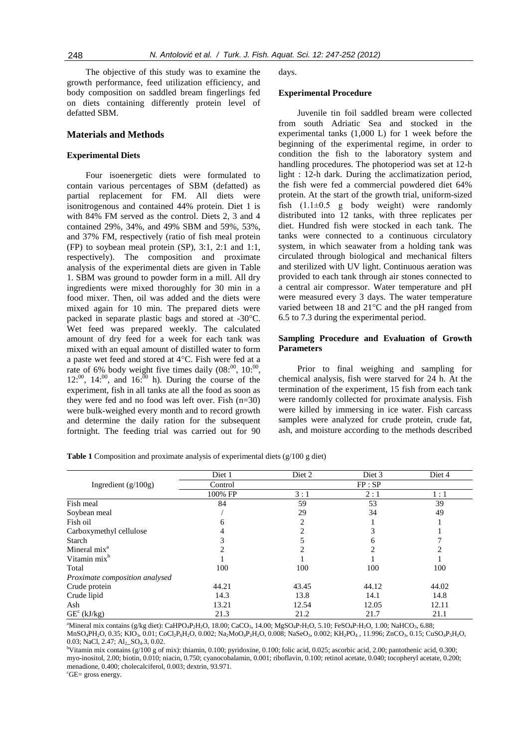The objective of this study was to examine the growth performance, feed utilization efficiency, and body composition on saddled bream fingerlings fed on diets containing differently protein level of defatted SBM.

## Materials and Methods

### Experimental Diets

Four isoenergetic diets were formulated to contain various percentages of SBM (defatted) as partial replacement for FM. All diets were isonitrogenous and contained 44% protein. Diet 1 is with 84% FM served as the control. Diets 2, 3 and 4 contained 29%, 34%, and 49% SBM and 59%, 53%, and 37% FM, respectively (ratio of fish meal protein (FP) to soybean meal protein (SP), 3:1, 2:1 and 1:1, respectively). The composition and proximate analysis of the experimental diets are given in Table 1. SBM was ground to powder form in a mill. All dry ingredients were mixed thoroughly for 30 min in a food mixer. Then, oil was added and the diets were mixed again for 10 min. The prepared diets were packed in separate plastic bags and stored at -30°C. Wet feed was prepared weekly. The calculated amount of dry feed for a week for each tank was mixed with an equal amount of distilled water to form a paste wet feed and stored at 4°C. Fish were fed at a rate of 6% body weight five times daily (08:$^{00}$, 10:$^{00}$, 12:$^{00}$, 14:$^{00}$, and 16:$^{00}$ h). During the course of the experiment, fish in all tanks ate all the food as soon as they were fed and no food was left over. Fish (n=30) were bulk-weighed every month and to record growth and determine the daily ration for the subsequent fortnight. The feeding trial was carried out for 90 days.

### Experimental Procedure

Juvenile tin foil saddled bream were collected from south Adriatic Sea and stocked in the experimental tanks (1,000 L) for 1 week before the beginning of the experimental regime, in order to condition the fish to the laboratory system and handling procedures. The photoperiod was set at 12-h light : 12-h dark. During the acclimatization period, the fish were fed a commercial powdered diet 64% protein. At the start of the growth trial, uniform-sized fish (1.1±0.5 g body weight) were randomly distributed into 12 tanks, with three replicates per diet. Hundred fish were stocked in each tank. The tanks were connected to a continuous circulatory system, in which seawater from a holding tank was circulated through biological and mechanical filters and sterilized with UV light. Continuous aeration was provided to each tank through air stones connected to a central air compressor. Water temperature and pH were measured every 3 days. The water temperature varied between 18 and 21°C and the pH ranged from 6.5 to 7.3 during the experimental period.

### Sampling Procedure and Evaluation of Growth Parameters

Prior to final weighing and sampling for chemical analysis, fish were starved for 24 h. At the termination of the experiment, 15 fish from each tank were randomly collected for proximate analysis. Fish were killed by immersing in ice water. Fish carcass samples were analyzed for crude protein, crude fat, ash, and moisture according to the methods described

**Table 1** Composition and proximate analysis of experimental diets (g/100 g diet)

| Ingredient (g/100g) | Diet 1 | Diet 2 | Diet 3 | Diet 4 |
|---|---|---|---|---|
| | Control | FP : SP | | |
| | 100% FP | 3 : 1 | 2 : 1 | 1 : 1 |
| Fish meal | 84 | 59 | 53 | 39 |
| Soybean meal | / | 29 | 34 | 49 |
| Fish oil | 6 | 2 | 1 | 1 |
| Carboxymethyl cellulose | 4 | 2 | 3 | 1 |
| Starch | 3 | 5 | 6 | 7 |
| Mineral mix[a] | 2 | 2 | 2 | 2 |
| Vitamin mix[b] | 1 | 1 | 1 | 1 |
| Total | 100 | 100 | 100 | 100 |
| *Proximate composition analysed* | | | | |
| Crude protein | 44.21 | 43.45 | 44.12 | 44.02 |
| Crude lipid | 14.3 | 13.8 | 14.1 | 14.8 |
| Ash | 13.21 | 12.54 | 12.05 | 12.11 |
| GE[c] (kJ/kg) | 21.3 | 21.2 | 21.7 | 21.1 |

[a]Mineral mix contains (g/kg diet): $CaHPO_4P_2H_2O$, 18.00; $CaCO_3$, 14.00; $MgSO_4P_7H_2O$, 5.10; $FeSO_4P_7H_2O$, 1.00; $NaHCO_3$, 6.88; $MnSO_4PH_2O$, 0.35; $KIO_3$, 0.01; $CoCl_2P_6H_2O$, 0.002; $Na_2MoO_4P_2H_2O$, 0.008; $NaSeO_3$, 0.002; $KH_2PO_4$ , 11.996; $ZnCO_3$, 0.15; $CuSO_4P_5H_2O$, 0.03; NaCl, 2.47; $Al_2$_$SO_4$.3, 0.02.

[b]Vitamin mix contains (g/100 g of mix): thiamin, 0.100; pyridoxine, 0.100; folic acid, 0.025; ascorbic acid, 2.00; pantothenic acid, 0.300; myo-inositol, 2.00; biotin, 0.010; niacin, 0.750; cyanocobalamin, 0.001; riboflavin, 0.100; retinol acetate, 0.040; tocopheryl acetate, 0.200; menadione, 0.400; cholecalciferol, 0.003; dextrin, 93.971.

[c]GE= gross energy.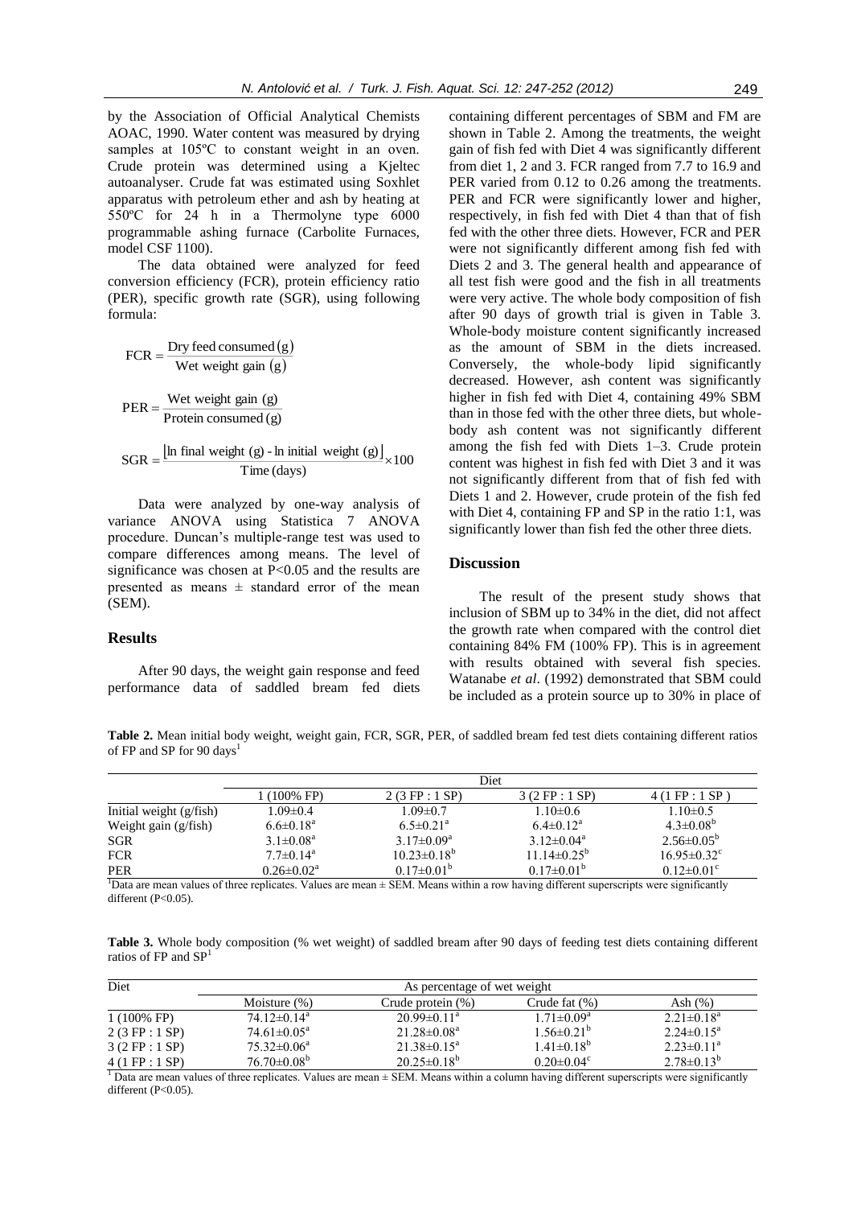by the Association of Official Analytical Chemists AOAC, 1990. Water content was measured by drying samples at 105ºC to constant weight in an oven. Crude protein was determined using a Kjeltec autoanalyser. Crude fat was estimated using Soxhlet apparatus with petroleum ether and ash by heating at 550ºC for 24 h in a Thermolyne type 6000 programmable ashing furnace (Carbolite Furnaces, model CSF 1100).

The data obtained were analyzed for feed conversion efficiency (FCR), protein efficiency ratio (PER), specific growth rate (SGR), using following formula:

$$\text{FCR} = \frac{\text{Dry feed consumed (g)}}{\text{Wet weight gain (g)}}$$

$$\text{PER} = \frac{\text{Wet weight gain (g)}}{\text{Protein consumed (g)}}$$

$$\text{SGR} = \frac{[\ln \text{final weight (g)} - \ln \text{initial weight (g)}]}{\text{Time (days)}} \times 100$$

Data were analyzed by one-way analysis of variance ANOVA using Statistica 7 ANOVA procedure. Duncan's multiple-range test was used to compare differences among means. The level of significance was chosen at $P<0.05$ and the results are presented as means ± standard error of the mean (SEM).

## Results

After 90 days, the weight gain response and feed performance data of saddled bream fed diets containing different percentages of SBM and FM are shown in Table 2. Among the treatments, the weight gain of fish fed with Diet 4 was significantly different from diet 1, 2 and 3. FCR ranged from 7.7 to 16.9 and PER varied from 0.12 to 0.26 among the treatments. PER and FCR were significantly lower and higher, respectively, in fish fed with Diet 4 than that of fish fed with the other three diets. However, FCR and PER were not significantly different among fish fed with Diets 2 and 3. The general health and appearance of all test fish were good and the fish in all treatments were very active. The whole body composition of fish after 90 days of growth trial is given in Table 3. Whole-body moisture content significantly increased as the amount of SBM in the diets increased. Conversely, the whole-body lipid significantly decreased. However, ash content was significantly higher in fish fed with Diet 4, containing 49% SBM than in those fed with the other three diets, but whole-body ash content was not significantly different among the fish fed with Diets 1–3. Crude protein content was highest in fish fed with Diet 3 and it was not significantly different from that of fish fed with Diets 1 and 2. However, crude protein of the fish fed with Diet 4, containing FP and SP in the ratio 1:1, was significantly lower than fish fed the other three diets.

## Discussion

The result of the present study shows that inclusion of SBM up to 34% in the diet, did not affect the growth rate when compared with the control diet containing 84% FM (100% FP). This is in agreement with results obtained with several fish species. Watanabe *et al*. (1992) demonstrated that SBM could be included as a protein source up to 30% in place of

**Table 2.** Mean initial body weight, weight gain, FCR, SGR, PER, of saddled bream fed test diets containing different ratios of FP and SP for 90 days[1]

| | Diet | | | |
|---|---|---|---|---|
| | 1 (100% FP) | 2 (3 FP : 1 SP) | 3 (2 FP : 1 SP) | 4 (1 FP : 1 SP ) |
| Initial weight (g/fish) | 1.09±0.4 | 1.09±0.7 | 1.10±0.6 | 1.10±0.5 |
| Weight gain (g/fish) | 6.6±0.18[a] | 6.5±0.21[a] | 6.4±0.12[a] | 4.3±0.08[b] |
| SGR | 3.1±0.08[a] | 3.17±0.09[a] | 3.12±0.04[a] | 2.56±0.05[b] |
| FCR | 7.7±0.14[a] | 10.23±0.18[b] | 11.14±0.25[b] | 16.95±0.32[c] |
| PER | 0.26±0.02[a] | 0.17±0.01[b] | 0.17±0.01[b] | 0.12±0.01[c] |

[1]Data are mean values of three replicates. Values are mean ± SEM. Means within a row having different superscripts were significantly different (P<0.05).

**Table 3.** Whole body composition (% wet weight) of saddled bream after 90 days of feeding test diets containing different ratios of FP and SP[1]

| Diet | As percentage of wet weight | | | |
|---|---|---|---|---|
| | Moisture (%) | Crude protein (%) | Crude fat (%) | Ash (%) |
| 1 (100% FP) | 74.12±0.14[a] | 20.99±0.11[a] | 1.71±0.09[a] | 2.21±0.18[a] |
| 2 (3 FP : 1 SP) | 74.61±0.05[a] | 21.28±0.08[a] | 1.56±0.21[b] | 2.24±0.15[a] |
| 3 (2 FP : 1 SP) | 75.32±0.06[a] | 21.38±0.15[a] | 1.41±0.18[b] | 2.23±0.11[a] |
| 4 (1 FP : 1 SP) | 76.70±0.08[b] | 20.25±0.18[b] | 0.20±0.04[c] | 2.78±0.13[b] |

[1] Data are mean values of three replicates. Values are mean ± SEM. Means within a column having different superscripts were significantly different (P<0.05).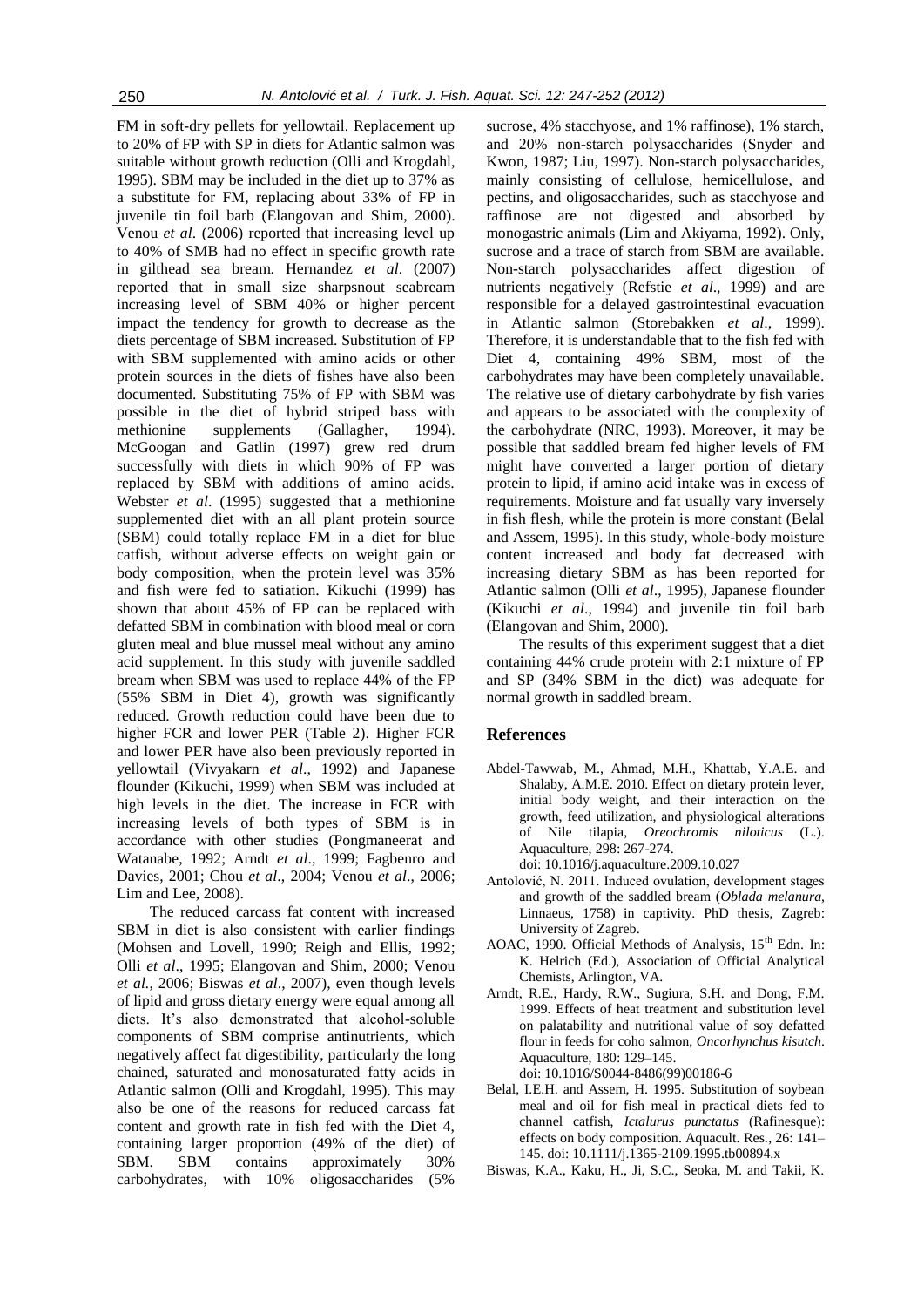FM in soft-dry pellets for yellowtail. Replacement up to 20% of FP with SP in diets for Atlantic salmon was suitable without growth reduction (Olli and Krogdahl, 1995). SBM may be included in the diet up to 37% as a substitute for FM, replacing about 33% of FP in juvenile tin foil barb (Elangovan and Shim, 2000). Venou *et al*. (2006) reported that increasing level up to 40% of SMB had no effect in specific growth rate in gilthead sea bream. Hernandez *et al*. (2007) reported that in small size sharpsnout seabream increasing level of SBM 40% or higher percent impact the tendency for growth to decrease as the diets percentage of SBM increased. Substitution of FP with SBM supplemented with amino acids or other protein sources in the diets of fishes have also been documented. Substituting 75% of FP with SBM was possible in the diet of hybrid striped bass with methionine supplements (Gallagher, 1994). McGoogan and Gatlin (1997) grew red drum successfully with diets in which 90% of FP was replaced by SBM with additions of amino acids. Webster *et al*. (1995) suggested that a methionine supplemented diet with an all plant protein source (SBM) could totally replace FM in a diet for blue catfish, without adverse effects on weight gain or body composition, when the protein level was 35% and fish were fed to satiation. Kikuchi (1999) has shown that about 45% of FP can be replaced with defatted SBM in combination with blood meal or corn gluten meal and blue mussel meal without any amino acid supplement. In this study with juvenile saddled bream when SBM was used to replace 44% of the FP (55% SBM in Diet 4), growth was significantly reduced. Growth reduction could have been due to higher FCR and lower PER (Table 2). Higher FCR and lower PER have also been previously reported in yellowtail (Vivyakarn *et al*., 1992) and Japanese flounder (Kikuchi, 1999) when SBM was included at high levels in the diet. The increase in FCR with increasing levels of both types of SBM is in accordance with other studies (Pongmaneerat and Watanabe, 1992; Arndt *et al*., 1999; Fagbenro and Davies, 2001; Chou *et al*., 2004; Venou *et al*., 2006; Lim and Lee, 2008).

The reduced carcass fat content with increased SBM in diet is also consistent with earlier findings (Mohsen and Lovell, 1990; Reigh and Ellis, 1992; Olli *et al*., 1995; Elangovan and Shim, 2000; Venou *et al*., 2006; Biswas *et al*., 2007), even though levels of lipid and gross dietary energy were equal among all diets. It's also demonstrated that alcohol-soluble components of SBM comprise antinutrients, which negatively affect fat digestibility, particularly the long chained, saturated and monosaturated fatty acids in Atlantic salmon (Olli and Krogdahl, 1995). This may also be one of the reasons for reduced carcass fat content and growth rate in fish fed with the Diet 4, containing larger proportion (49% of the diet) of SBM. SBM contains approximately 30% carbohydrates, with 10% oligosaccharides (5% sucrose, 4% stacchyose, and 1% raffinose), 1% starch, and 20% non-starch polysaccharides (Snyder and Kwon, 1987; Liu, 1997). Non-starch polysaccharides, mainly consisting of cellulose, hemicellulose, and pectins, and oligosaccharides, such as stacchyose and raffinose are not digested and absorbed by monogastric animals (Lim and Akiyama, 1992). Only, sucrose and a trace of starch from SBM are available. Non-starch polysaccharides affect digestion of nutrients negatively (Refstie *et al*., 1999) and are responsible for a delayed gastrointestinal evacuation in Atlantic salmon (Storebakken *et al*., 1999). Therefore, it is understandable that to the fish fed with Diet 4, containing 49% SBM, most of the carbohydrates may have been completely unavailable. The relative use of dietary carbohydrate by fish varies and appears to be associated with the complexity of the carbohydrate (NRC, 1993). Moreover, it may be possible that saddled bream fed higher levels of FM might have converted a larger portion of dietary protein to lipid, if amino acid intake was in excess of requirements. Moisture and fat usually vary inversely in fish flesh, while the protein is more constant (Belal and Assem, 1995). In this study, whole-body moisture content increased and body fat decreased with increasing dietary SBM as has been reported for Atlantic salmon (Olli *et al*., 1995), Japanese flounder (Kikuchi *et al*., 1994) and juvenile tin foil barb (Elangovan and Shim, 2000).

The results of this experiment suggest that a diet containing 44% crude protein with 2:1 mixture of FP and SP (34% SBM in the diet) was adequate for normal growth in saddled bream.

## References

Abdel-Tawwab, M., Ahmad, M.H., Khattab, Y.A.E. and Shalaby, A.M.E. 2010. Effect on dietary protein lever, initial body weight, and their interaction on the growth, feed utilization, and physiological alterations of Nile tilapia, *Oreochromis niloticus* (L.). Aquaculture, 298: 267-274. doi: 10.1016/j.aquaculture.2009.10.027

Antolović, N. 2011. Induced ovulation, development stages and growth of the saddled bream (*Oblada melanura*, Linnaeus, 1758) in captivity. PhD thesis, Zagreb: University of Zagreb.

AOAC, 1990. Official Methods of Analysis, 15th Edn. In: K. Helrich (Ed.), Association of Official Analytical Chemists, Arlington, VA.

Arndt, R.E., Hardy, R.W., Sugiura, S.H. and Dong, F.M. 1999. Effects of heat treatment and substitution level on palatability and nutritional value of soy defatted flour in feeds for coho salmon, *Oncorhynchus kisutch*. Aquaculture, 180: 129–145. doi: 10.1016/S0044-8486(99)00186-6

Belal, I.E.H. and Assem, H. 1995. Substitution of soybean meal and oil for fish meal in practical diets fed to channel catfish, *Ictalurus punctatus* (Rafinesque): effects on body composition. Aquacult. Res., 26: 141–145. doi: 10.1111/j.1365-2109.1995.tb00894.x

Biswas, K.A., Kaku, H., Ji, S.C., Seoka, M. and Takii, K.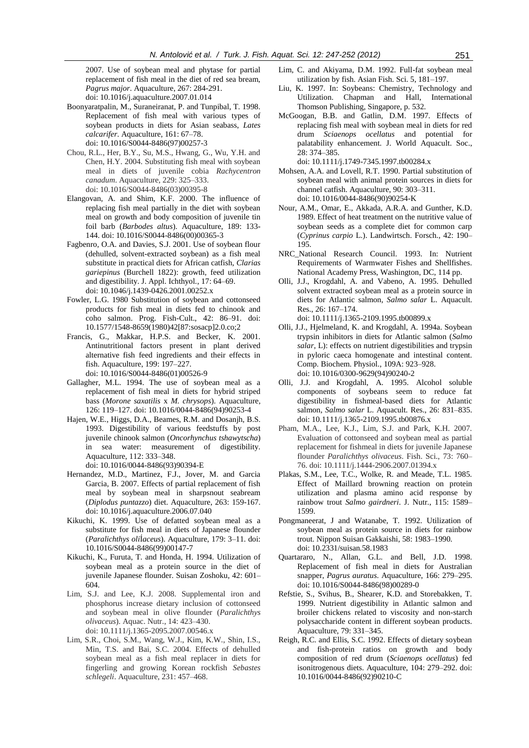2007. Use of soybean meal and phytase for partial replacement of fish meal in the diet of red sea bream, *Pagrus major*. Aquaculture, 267: 284-291. doi: 10.1016/j.aquaculture.2007.01.014

Boonyaratpalin, M., Suraneiranat, P. and Tunpibal, T. 1998. Replacement of fish meal with various types of soybean products in diets for Asian seabass, *Lates calcarifer*. Aquaculture, 161: 67–78. doi: 10.1016/S0044-8486(97)00257-3

Chou, R.L., Her, B.Y., Su, M.S., Hwang, G., Wu, Y.H. and Chen, H.Y. 2004. Substituting fish meal with soybean meal in diets of juvenile cobia *Rachycentron canadum*. Aquaculture, 229: 325–333. doi: 10.1016/S0044-8486(03)00395-8

Elangovan, A. and Shim, K.F. 2000. The influence of replacing fish meal partially in the diet with soybean meal on growth and body composition of juvenile tin foil barb (*Barbodes altus*). Aquaculture, 189: 133-144. doi: 10.1016/S0044-8486(00)00365-3

Fagbenro, O.A. and Davies, S.J. 2001. Use of soybean flour (dehulled, solvent-extracted soybean) as a fish meal substitute in practical diets for African catfish, *Clarias gariepinus* (Burchell 1822): growth, feed utilization and digestibility. J. Appl. Ichthyol., 17: 64–69. doi: 10.1046/j.1439-0426.2001.00252.x

Fowler, L.G. 1980 Substitution of soybean and cottonseed products for fish meal in diets fed to chinook and coho salmon. Prog. Fish-Cult., 42: 86–91. doi: 10.1577/1548-8659(1980)42[87:sosacp]2.0.co;2

Francis, G., Makkar, H.P.S. and Becker, K. 2001. Antinutritional factors present in plant derived alternative fish feed ingredients and their effects in fish. Aquaculture, 199: 197–227. doi: 10.1016/S0044-8486(01)00526-9

Gallagher, M.L. 1994. The use of soybean meal as a replacement of fish meal in diets for hybrid striped bass (*Morone saxatilis* x *M. chrysops*). Aquaculture, 126: 119–127. doi: 10.1016/0044-8486(94)90253-4

Hajen, W.E., Higgs, D.A., Beames, R.M. and Dosanjh, B.S. 1993. Digestibility of various feedstuffs by post juvenile chinook salmon (*Oncorhynchus tshawytscha*) in sea water: measurement of digestibility. Aquaculture, 112: 333–348. doi: 10.1016/0044-8486(93)90394-E

Hernandez, M.D., Martinez, F.J., Jover, M. and Garcia Garcia, B. 2007. Effects of partial replacement of fish meal by soybean meal in sharpsnout seabream (*Diplodus puntazzo*) diet. Aquaculture, 263: 159-167. doi: 10.1016/j.aquaculture.2006.07.040

Kikuchi, K. 1999. Use of defatted soybean meal as a substitute for fish meal in diets of Japanese flounder (*Paralichthys oliİaceus*). Aquaculture, 179: 3–11. doi: 10.1016/S0044-8486(99)00147-7

Kikuchi, K., Furuta, T. and Honda, H. 1994. Utilization of soybean meal as a protein source in the diet of juvenile Japanese flounder. Suisan Zoshoku, 42: 601–604.

Lim, S.J. and Lee, K.J. 2008. Supplemental iron and phosphorus increase dietary inclusion of cottonseed and soybean meal in olive flounder (*Paralichthys olivaceus*). Aquac. Nutr., 14: 423–430. doi: 10.1111/j.1365-2095.2007.00546.x

Lim, S.R., Choi, S.M., Wang, W.J., Kim, K.W., Shin, I.S., Min, T.S. and Bai, S.C. 2004. Effects of dehulled soybean meal as a fish meal replacer in diets for fingerling and growing Korean rockfish *Sebastes schlegeli*. Aquaculture, 231: 457–468.

Lim, C. and Akiyama, D.M. 1992. Full-fat soybean meal utilization by fish. Asian Fish. Sci. 5, 181–197.

Liu, K. 1997. In: Soybeans: Chemistry, Technology and Utilization. Chapman and Hall, International Thomson Publishing, Singapore, p. 532.

McGoogan, B.B. and Gatlin, D.M. 1997. Effects of replacing fish meal with soybean meal in diets for red drum *Sciaenops ocellatus* and potential for palatability enhancement. J. World Aquacult. Soc., 28: 374–385. doi: 10.1111/j.1749-7345.1997.tb00284.x

Mohsen, A.A. and Lovell, R.T. 1990. Partial substitution of soybean meal with animal protein sources in diets for channel catfish. Aquaculture, 90: 303–311. doi: 10.1016/0044-8486(90)90254-K

Nour, A.M., Omar, E., Akkada, A.R.A. and Gunther, K.D. 1989. Effect of heat treatment on the nutritive value of soybean seeds as a complete diet for common carp (*Cyprinus carpio* L.). Landwirtsch. Forsch., 42: 190–195.

NRC_National Research Council. 1993. In: Nutrient Requirements of Warmwater Fishes and Shellfishes. National Academy Press, Washington, DC, 114 pp.

Olli, J.J., Krogdahl, A. and Vabeno, A. 1995. Dehulled solvent extracted soybean meal as a protein source in diets for Atlantic salmon, *Salmo salar* L. Aquacult. Res., 26: 167–174. doi: 10.1111/j.1365-2109.1995.tb00899.x

Olli, J.J., Hjelmeland, K. and Krogdahl, A. 1994a. Soybean trypsin inhibitors in diets for Atlantic salmon (*Salmo salar*, L): effects on nutrient digestibilities and trypsin in pyloric caeca homogenate and intestinal content. Comp. Biochem. Physiol., 109A: 923–928. doi: 10.1016/0300-9629(94)90240-2

Olli, J.J. and Krogdahl, A. 1995. Alcohol soluble components of soybeans seem to reduce fat digestibility in fishmeal-based diets for Atlantic salmon, *Salmo salar* L. Aquacult. Res., 26: 831–835. doi: 10.1111/j.1365-2109.1995.tb00876.x

Pham, M.A., Lee, K.J., Lim, S.J. and Park, K.H. 2007. Evaluation of cottonseed and soybean meal as partial replacement for fishmeal in diets for juvenile Japanese flounder *Paralichthys olivaceus*. Fish. Sci., 73: 760–76. doi: 10.1111/j.1444-2906.2007.01394.x

Plakas, S.M., Lee, T.C., Wolke, R. and Meade, T.L. 1985. Effect of Maillard browning reaction on protein utilization and plasma amino acid response by rainbow trout *Salmo gairdneri*. J. Nutr., 115: 1589–1599.

Pongmaneerat, J and Watanabe, T. 1992. Utilization of soybean meal as protein source in diets for rainbow trout. Nippon Suisan Gakkaishi, 58: 1983–1990. doi: 10.2331/suisan.58.1983

Quartararo, N., Allan, G.L. and Bell, J.D. 1998. Replacement of fish meal in diets for Australian snapper, *Pagrus auratus*. Aquaculture, 166: 279–295. doi: 10.1016/S0044-8486(98)00289-0

Refstie, S., Svihus, B., Shearer, K.D. and Storebakken, T. 1999. Nutrient digestibility in Atlantic salmon and broiler chickens related to viscosity and non-starch polysaccharide content in different soybean products. Aquaculture, 79: 331–345.

Reigh, R.C. and Ellis, S.C. 1992. Effects of dietary soybean and fish-protein ratios on growth and body composition of red drum (*Sciaenops ocellatus*) fed isonitrogenous diets. Aquaculture, 104: 279–292. doi: 10.1016/0044-8486(92)90210-C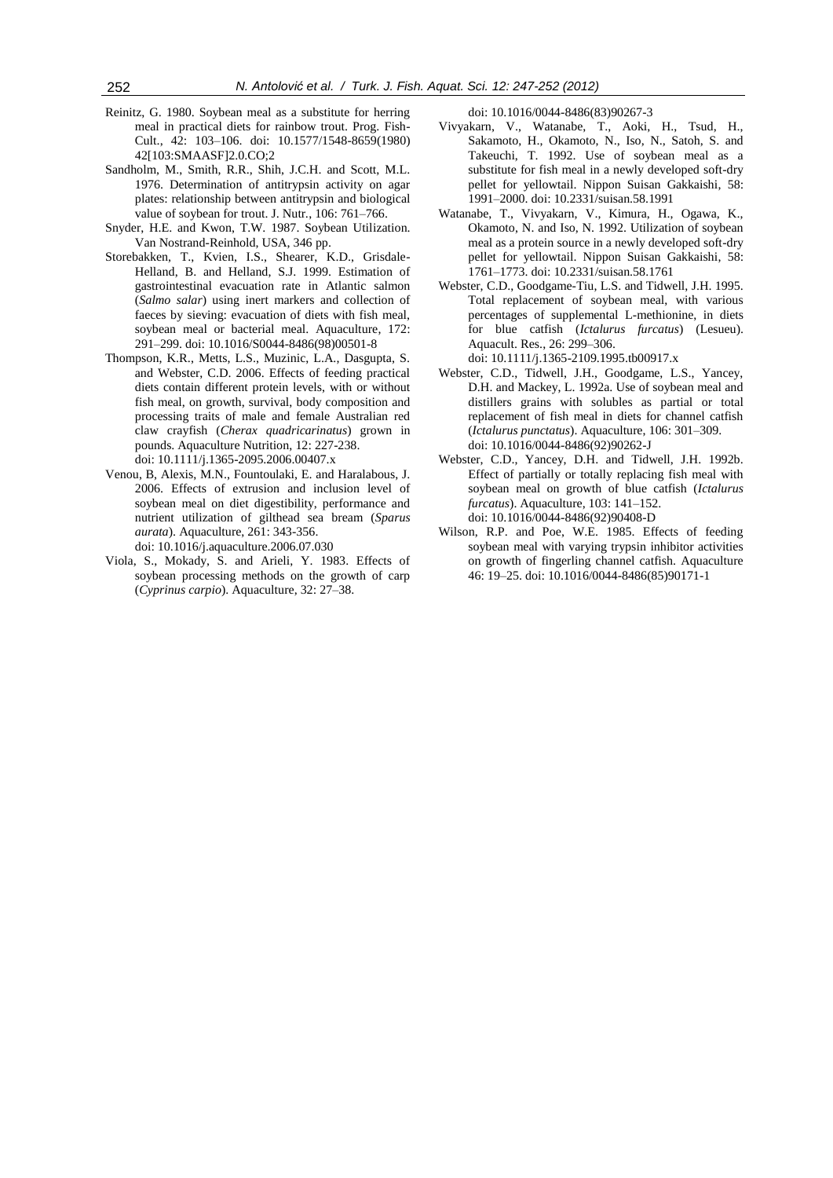Reinitz, G. 1980. Soybean meal as a substitute for herring meal in practical diets for rainbow trout. Prog. Fish-Cult., 42: 103–106. doi: 10.1577/1548-8659(1980)42[103:SMAASF]2.0.CO;2

Sandholm, M., Smith, R.R., Shih, J.C.H. and Scott, M.L. 1976. Determination of antitrypsin activity on agar plates: relationship between antitrypsin and biological value of soybean for trout. J. Nutr., 106: 761–766.

Snyder, H.E. and Kwon, T.W. 1987. Soybean Utilization. Van Nostrand-Reinhold, USA, 346 pp.

Storebakken, T., Kvien, I.S., Shearer, K.D., Grisdale-Helland, B. and Helland, S.J. 1999. Estimation of gastrointestinal evacuation rate in Atlantic salmon (*Salmo salar*) using inert markers and collection of faeces by sieving: evacuation of diets with fish meal, soybean meal or bacterial meal. Aquaculture, 172: 291–299. doi: 10.1016/S0044-8486(98)00501-8

Thompson, K.R., Metts, L.S., Muzinic, L.A., Dasgupta, S. and Webster, C.D. 2006. Effects of feeding practical diets contain different protein levels, with or without fish meal, on growth, survival, body composition and processing traits of male and female Australian red claw crayfish (*Cherax quadricarinatus*) grown in pounds. Aquaculture Nutrition, 12: 227-238. doi: 10.1111/j.1365-2095.2006.00407.x

Venou, B, Alexis, M.N., Fountoulaki, E. and Haralabous, J. 2006. Effects of extrusion and inclusion level of soybean meal on diet digestibility, performance and nutrient utilization of gilthead sea bream (*Sparus aurata*). Aquaculture, 261: 343-356. doi: 10.1016/j.aquaculture.2006.07.030

Viola, S., Mokady, S. and Arieli, Y. 1983. Effects of soybean processing methods on the growth of carp (*Cyprinus carpio*). Aquaculture, 32: 27–38. doi: 10.1016/0044-8486(83)90267-3

Vivyakarn, V., Watanabe, T., Aoki, H., Tsud, H., Sakamoto, H., Okamoto, N., Iso, N., Satoh, S. and Takeuchi, T. 1992. Use of soybean meal as a substitute for fish meal in a newly developed soft-dry pellet for yellowtail. Nippon Suisan Gakkaishi, 58: 1991–2000. doi: 10.2331/suisan.58.1991

Watanabe, T., Vivyakarn, V., Kimura, H., Ogawa, K., Okamoto, N. and Iso, N. 1992. Utilization of soybean meal as a protein source in a newly developed soft-dry pellet for yellowtail. Nippon Suisan Gakkaishi, 58: 1761–1773. doi: 10.2331/suisan.58.1761

Webster, C.D., Goodgame-Tiu, L.S. and Tidwell, J.H. 1995. Total replacement of soybean meal, with various percentages of supplemental L-methionine, in diets for blue catfish (*Ictalurus furcatus*) (Lesueu). Aquacult. Res., 26: 299–306. doi: 10.1111/j.1365-2109.1995.tb00917.x

Webster, C.D., Tidwell, J.H., Goodgame, L.S., Yancey, D.H. and Mackey, L. 1992a. Use of soybean meal and distillers grains with solubles as partial or total replacement of fish meal in diets for channel catfish (*Ictalurus punctatus*). Aquaculture, 106: 301–309. doi: 10.1016/0044-8486(92)90262-J

Webster, C.D., Yancey, D.H. and Tidwell, J.H. 1992b. Effect of partially or totally replacing fish meal with soybean meal on growth of blue catfish (*Ictalurus furcatus*). Aquaculture, 103: 141–152. doi: 10.1016/0044-8486(92)90408-D

Wilson, R.P. and Poe, W.E. 1985. Effects of feeding soybean meal with varying trypsin inhibitor activities on growth of fingerling channel catfish. Aquaculture 46: 19–25. doi: 10.1016/0044-8486(85)90171-1